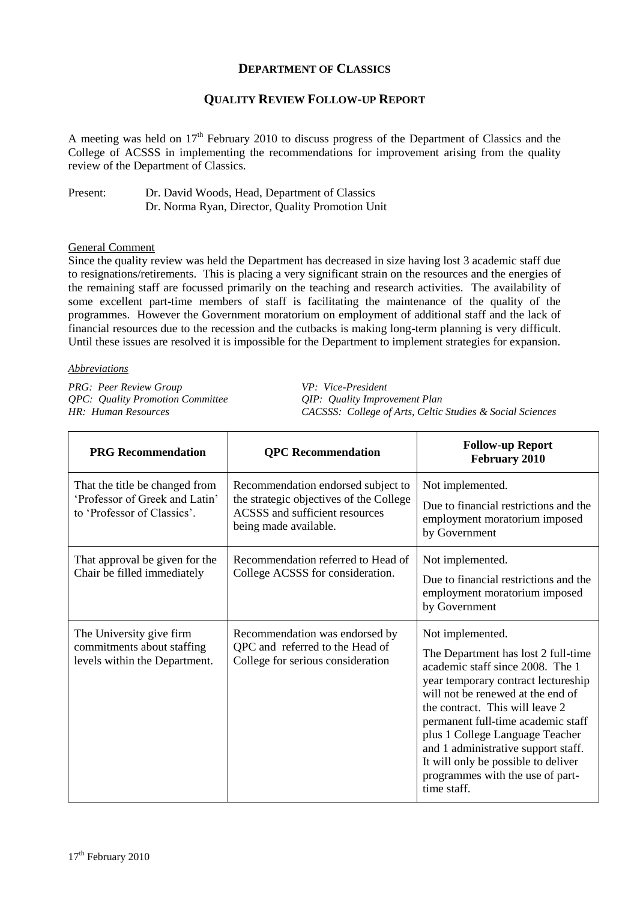# DEPARTMENT OF CLASSICS

## QUALITY REVIEW FOLLOW-UP REPORT

A meeting was held on 17th February 2010 to discuss progress of the Department of Classics and the College of ACSSS in implementing the recommendations for improvement arising from the quality review of the Department of Classics.

Present: Dr. David Woods, Head, Department of Classics
Dr. Norma Ryan, Director, Quality Promotion Unit

General Comment

Since the quality review was held the Department has decreased in size having lost 3 academic staff due to resignations/retirements. This is placing a very significant strain on the resources and the energies of the remaining staff are focussed primarily on the teaching and research activities. The availability of some excellent part-time members of staff is facilitating the maintenance of the quality of the programmes. However the Government moratorium on employment of additional staff and the lack of financial resources due to the recession and the cutbacks is making long-term planning is very difficult. Until these issues are resolved it is impossible for the Department to implement strategies for expansion.

*Abbreviations*

*PRG: Peer Review Group*
*QPC: Quality Promotion Committee*
*HR: Human Resources*
*VP: Vice-President*
*QIP: Quality Improvement Plan*
*CACSSS: College of Arts, Celtic Studies & Social Sciences*

| PRG Recommendation | QPC Recommendation | Follow-up Report February 2010 |
|---|---|---|
| That the title be changed from 'Professor of Greek and Latin' to 'Professor of Classics'. | Recommendation endorsed subject to the strategic objectives of the College ACSSS and sufficient resources being made available. | Not implemented.<br>Due to financial restrictions and the employment moratorium imposed by Government |
| That approval be given for the Chair be filled immediately | Recommendation referred to Head of College ACSSS for consideration. | Not implemented.<br>Due to financial restrictions and the employment moratorium imposed by Government |
| The University give firm commitments about staffing levels within the Department. | Recommendation was endorsed by QPC and referred to the Head of College for serious consideration | Not implemented.<br>The Department has lost 2 full-time academic staff since 2008. The 1 year temporary contract lectureship will not be renewed at the end of the contract. This will leave 2 permanent full-time academic staff plus 1 College Language Teacher and 1 administrative support staff. It will only be possible to deliver programmes with the use of part-time staff. |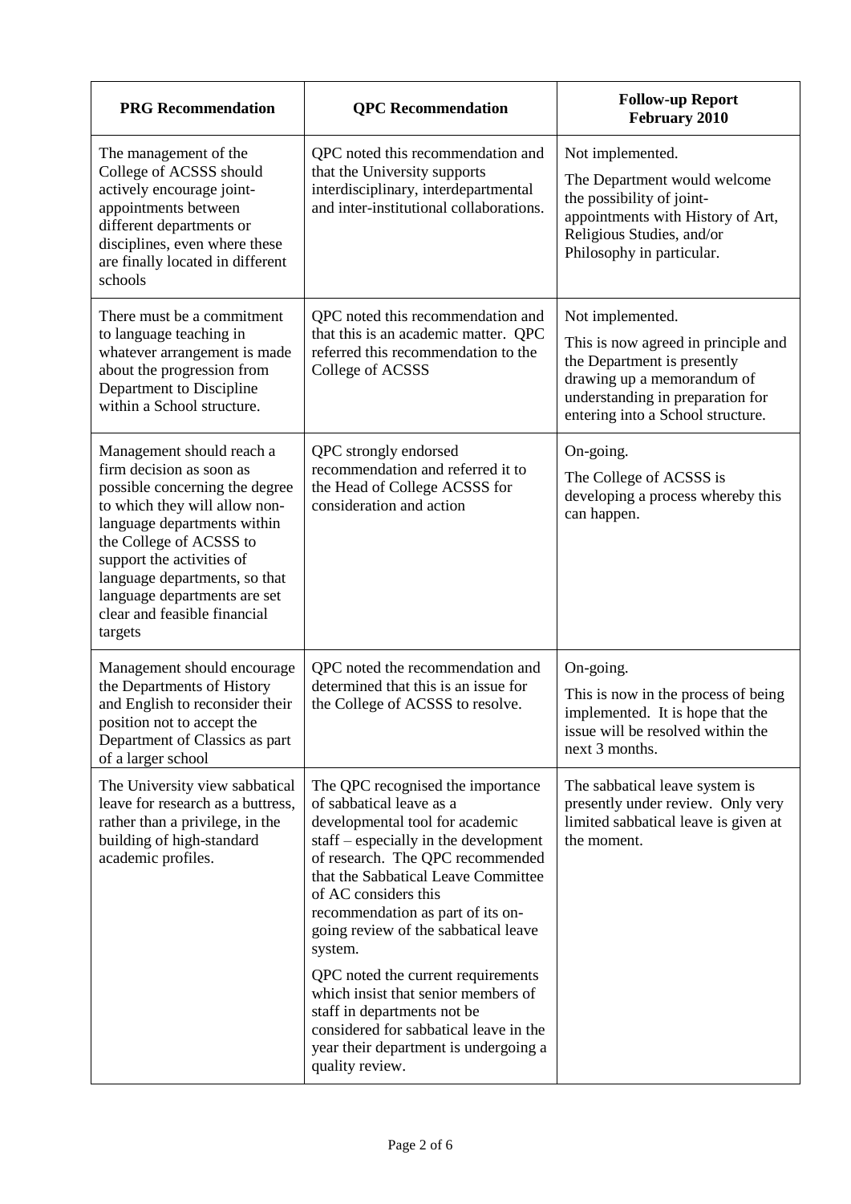| PRG Recommendation | QPC Recommendation | Follow-up Report February 2010 |
|---|---|---|
| The management of the College of ACSSS should actively encourage joint-appointments between different departments or disciplines, even where these are finally located in different schools | QPC noted this recommendation and that the University supports interdisciplinary, interdepartmental and inter-institutional collaborations. | Not implemented.<br><br>The Department would welcome the possibility of joint-appointments with History of Art, Religious Studies, and/or Philosophy in particular. |
| There must be a commitment to language teaching in whatever arrangement is made about the progression from Department to Discipline within a School structure. | QPC noted this recommendation and that this is an academic matter. QPC referred this recommendation to the College of ACSSS | Not implemented.<br><br>This is now agreed in principle and the Department is presently drawing up a memorandum of understanding in preparation for entering into a School structure. |
| Management should reach a firm decision as soon as possible concerning the degree to which they will allow non-language departments within the College of ACSSS to support the activities of language departments, so that language departments are set clear and feasible financial targets | QPC strongly endorsed recommendation and referred it to the Head of College ACSSS for consideration and action | On-going.<br><br>The College of ACSSS is developing a process whereby this can happen. |
| Management should encourage the Departments of History and English to reconsider their position not to accept the Department of Classics as part of a larger school | QPC noted the recommendation and determined that this is an issue for the College of ACSSS to resolve. | On-going.<br><br>This is now in the process of being implemented. It is hope that the issue will be resolved within the next 3 months. |
| The University view sabbatical leave for research as a buttress, rather than a privilege, in the building of high-standard academic profiles. | The QPC recognised the importance of sabbatical leave as a developmental tool for academic staff – especially in the development of research. The QPC recommended that the Sabbatical Leave Committee of AC considers this recommendation as part of its on-going review of the sabbatical leave system.<br><br>QPC noted the current requirements which insist that senior members of staff in departments not be considered for sabbatical leave in the year their department is undergoing a quality review. | The sabbatical leave system is presently under review. Only very limited sabbatical leave is given at the moment. |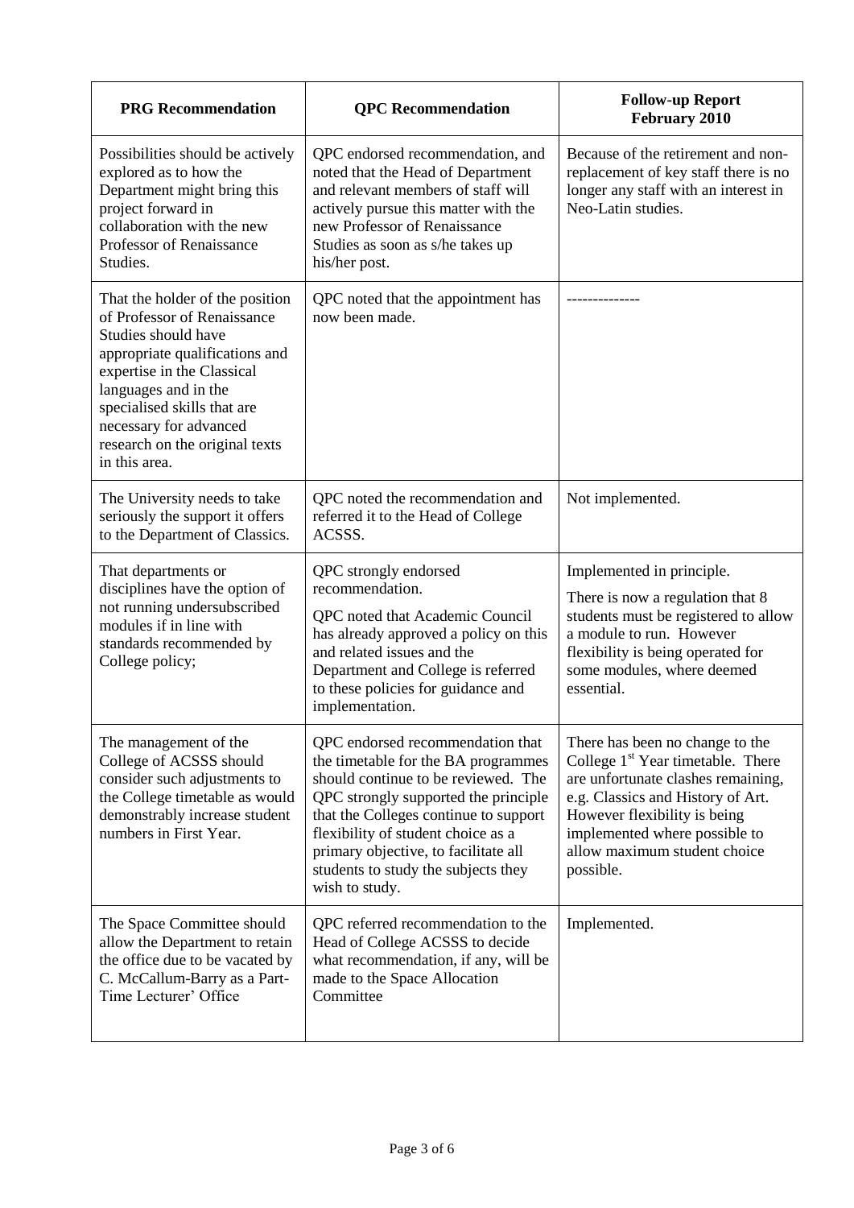| PRG Recommendation | QPC Recommendation | Follow-up Report February 2010 |
|---|---|---|
| Possibilities should be actively explored as to how the Department might bring this project forward in collaboration with the new Professor of Renaissance Studies. | QPC endorsed recommendation, and noted that the Head of Department and relevant members of staff will actively pursue this matter with the new Professor of Renaissance Studies as soon as s/he takes up his/her post. | Because of the retirement and non-replacement of key staff there is no longer any staff with an interest in Neo-Latin studies. |
| That the holder of the position of Professor of Renaissance Studies should have appropriate qualifications and expertise in the Classical languages and in the specialised skills that are necessary for advanced research on the original texts in this area. | QPC noted that the appointment has now been made. | -------------- |
| The University needs to take seriously the support it offers to the Department of Classics. | QPC noted the recommendation and referred it to the Head of College ACSSS. | Not implemented. |
| That departments or disciplines have the option of not running undersubscribed modules if in line with standards recommended by College policy; | QPC strongly endorsed recommendation. QPC noted that Academic Council has already approved a policy on this and related issues and the Department and College is referred to these policies for guidance and implementation. | Implemented in principle. There is now a regulation that 8 students must be registered to allow a module to run. However flexibility is being operated for some modules, where deemed essential. |
| The management of the College of ACSSS should consider such adjustments to the College timetable as would demonstrably increase student numbers in First Year. | QPC endorsed recommendation that the timetable for the BA programmes should continue to be reviewed. The QPC strongly supported the principle that the Colleges continue to support flexibility of student choice as a primary objective, to facilitate all students to study the subjects they wish to study. | There has been no change to the College 1st Year timetable. There are unfortunate clashes remaining, e.g. Classics and History of Art. However flexibility is being implemented where possible to allow maximum student choice possible. |
| The Space Committee should allow the Department to retain the office due to be vacated by C. McCallum-Barry as a Part-Time Lecturer' Office | QPC referred recommendation to the Head of College ACSSS to decide what recommendation, if any, will be made to the Space Allocation Committee | Implemented. |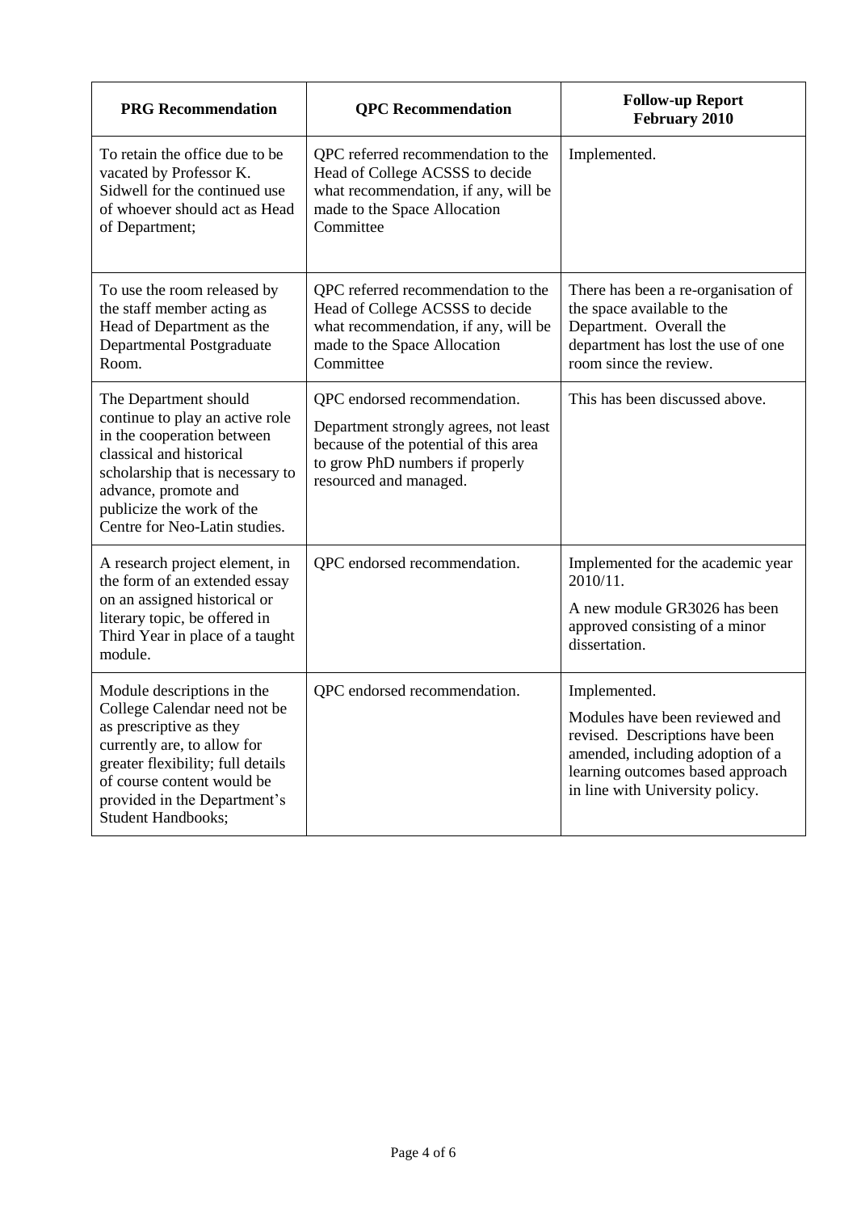| PRG Recommendation | QPC Recommendation | Follow-up Report February 2010 |
| --- | --- | --- |
| To retain the office due to be vacated by Professor K. Sidwell for the continued use of whoever should act as Head of Department; | QPC referred recommendation to the Head of College ACSSS to decide what recommendation, if any, will be made to the Space Allocation Committee | Implemented. |
| To use the room released by the staff member acting as Head of Department as the Departmental Postgraduate Room. | QPC referred recommendation to the Head of College ACSSS to decide what recommendation, if any, will be made to the Space Allocation Committee | There has been a re-organisation of the space available to the Department. Overall the department has lost the use of one room since the review. |
| The Department should continue to play an active role in the cooperation between classical and historical scholarship that is necessary to advance, promote and publicize the work of the Centre for Neo-Latin studies. | QPC endorsed recommendation.<br>Department strongly agrees, not least because of the potential of this area to grow PhD numbers if properly resourced and managed. | This has been discussed above. |
| A research project element, in the form of an extended essay on an assigned historical or literary topic, be offered in Third Year in place of a taught module. | QPC endorsed recommendation. | Implemented for the academic year 2010/11.<br>A new module GR3026 has been approved consisting of a minor dissertation. |
| Module descriptions in the College Calendar need not be as prescriptive as they currently are, to allow for greater flexibility; full details of course content would be provided in the Department's Student Handbooks; | QPC endorsed recommendation. | Implemented.<br>Modules have been reviewed and revised. Descriptions have been amended, including adoption of a learning outcomes based approach in line with University policy. |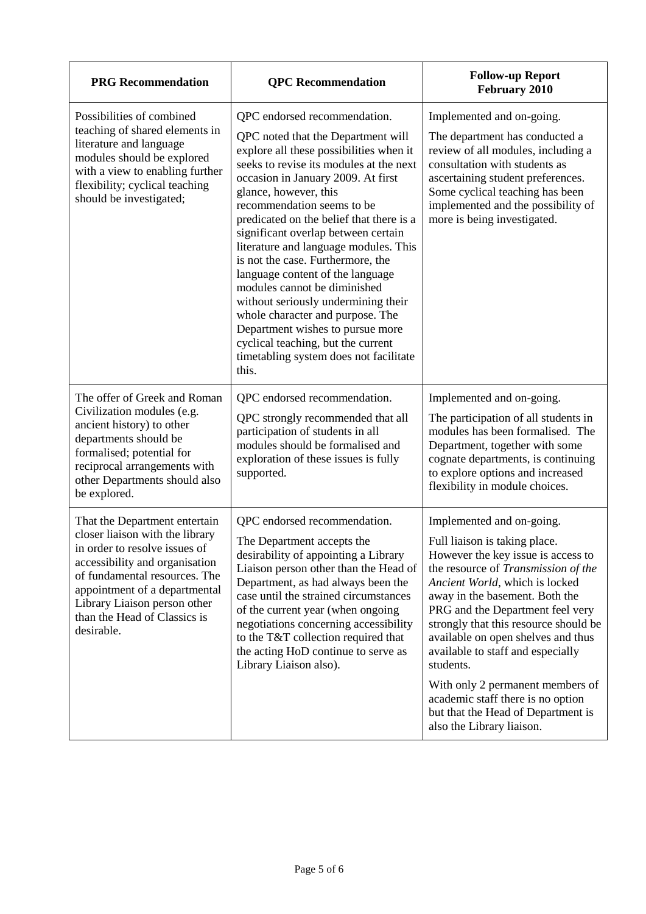| PRG Recommendation | QPC Recommendation | Follow-up Report February 2010 |
|---|---|---|
| Possibilities of combined teaching of shared elements in literature and language modules should be explored with a view to enabling further flexibility; cyclical teaching should be investigated; | QPC endorsed recommendation. QPC noted that the Department will explore all these possibilities when it seeks to revise its modules at the next occasion in January 2009. At first glance, however, this recommendation seems to be predicated on the belief that there is a significant overlap between certain literature and language modules. This is not the case. Furthermore, the language content of the language modules cannot be diminished without seriously undermining their whole character and purpose. The Department wishes to pursue more cyclical teaching, but the current timetabling system does not facilitate this. | Implemented and on-going. The department has conducted a review of all modules, including a consultation with students as ascertaining student preferences. Some cyclical teaching has been implemented and the possibility of more is being investigated. |
| The offer of Greek and Roman Civilization modules (e.g. ancient history) to other departments should be formalised; potential for reciprocal arrangements with other Departments should also be explored. | QPC endorsed recommendation. QPC strongly recommended that all participation of students in all modules should be formalised and exploration of these issues is fully supported. | Implemented and on-going. The participation of all students in modules has been formalised. The Department, together with some cognate departments, is continuing to explore options and increased flexibility in module choices. |
| That the Department entertain closer liaison with the library in order to resolve issues of accessibility and organisation of fundamental resources. The appointment of a departmental Library Liaison person other than the Head of Classics is desirable. | QPC endorsed recommendation. The Department accepts the desirability of appointing a Library Liaison person other than the Head of Department, as had always been the case until the strained circumstances of the current year (when ongoing negotiations concerning accessibility to the T&T collection required that the acting HoD continue to serve as Library Liaison also). | Implemented and on-going. Full liaison is taking place. However the key issue is access to the resource of *Transmission of the Ancient World*, which is locked away in the basement. Both the PRG and the Department feel very strongly that this resource should be available on open shelves and thus available to staff and especially students. With only 2 permanent members of academic staff there is no option but that the Head of Department is also the Library liaison. |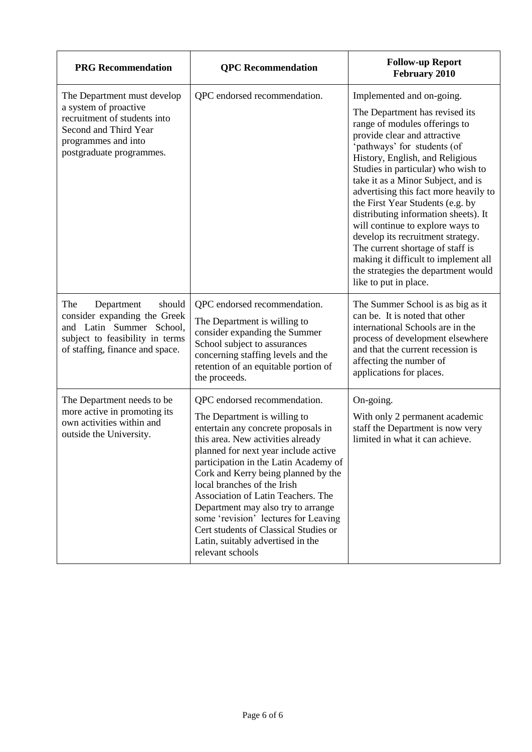| PRG Recommendation | QPC Recommendation | Follow-up Report February 2010 |
|---|---|---|
| The Department must develop a system of proactive recruitment of students into Second and Third Year programmes and into postgraduate programmes. | QPC endorsed recommendation. | Implemented and on-going.<br><br>The Department has revised its range of modules offerings to provide clear and attractive 'pathways' for students (of History, English, and Religious Studies in particular) who wish to take it as a Minor Subject, and is advertising this fact more heavily to the First Year Students (e.g. by distributing information sheets). It will continue to explore ways to develop its recruitment strategy. The current shortage of staff is making it difficult to implement all the strategies the department would like to put in place. |
| The Department should consider expanding the Greek and Latin Summer School, subject to feasibility in terms of staffing, finance and space. | QPC endorsed recommendation.<br><br>The Department is willing to consider expanding the Summer School subject to assurances concerning staffing levels and the retention of an equitable portion of the proceeds. | The Summer School is as big as it can be. It is noted that other international Schools are in the process of development elsewhere and that the current recession is affecting the number of applications for places. |
| The Department needs to be more active in promoting its own activities within and outside the University. | QPC endorsed recommendation.<br><br>The Department is willing to entertain any concrete proposals in this area. New activities already planned for next year include active participation in the Latin Academy of Cork and Kerry being planned by the local branches of the Irish Association of Latin Teachers. The Department may also try to arrange some 'revision' lectures for Leaving Cert students of Classical Studies or Latin, suitably advertised in the relevant schools | On-going.<br><br>With only 2 permanent academic staff the Department is now very limited in what it can achieve. |